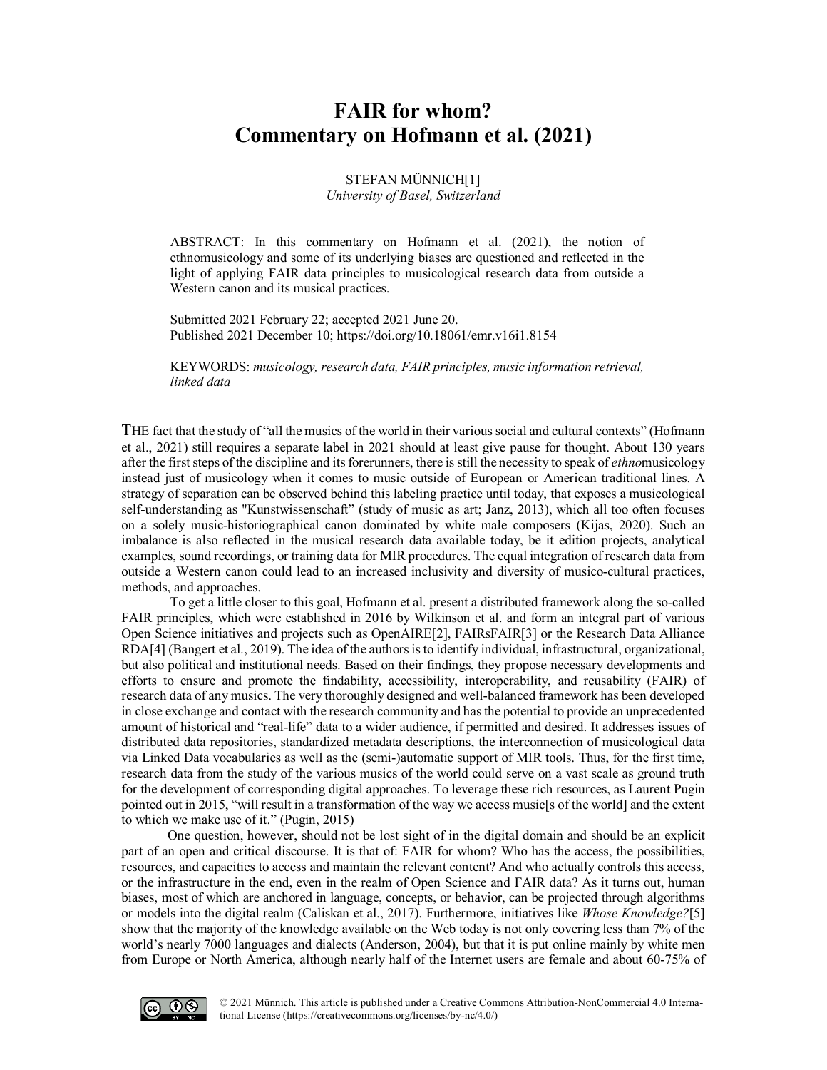# FAIR for whom?
# Commentary on Hofmann et al. (2021)

STEFAN MÜNNICH[1]
*University of Basel, Switzerland*

ABSTRACT: In this commentary on Hofmann et al. (2021), the notion of ethnomusicology and some of its underlying biases are questioned and reflected in the light of applying FAIR data principles to musicological research data from outside a Western canon and its musical practices.

Submitted 2021 February 22; accepted 2021 June 20.
Published 2021 December 10; https://doi.org/10.18061/emr.v16i1.8154

KEYWORDS: *musicology, research data, FAIR principles, music information retrieval, linked data*

THE fact that the study of "all the musics of the world in their various social and cultural contexts" (Hofmann et al., 2021) still requires a separate label in 2021 should at least give pause for thought. About 130 years after the first steps of the discipline and its forerunners, there is still the necessity to speak of *ethno*musicology instead just of musicology when it comes to music outside of European or American traditional lines. A strategy of separation can be observed behind this labeling practice until today, that exposes a musicological self-understanding as "Kunstwissenschaft" (study of music as art; Janz, 2013), which all too often focuses on a solely music-historiographical canon dominated by white male composers (Kijas, 2020). Such an imbalance is also reflected in the musical research data available today, be it edition projects, analytical examples, sound recordings, or training data for MIR procedures. The equal integration of research data from outside a Western canon could lead to an increased inclusivity and diversity of musico-cultural practices, methods, and approaches.

To get a little closer to this goal, Hofmann et al. present a distributed framework along the so-called FAIR principles, which were established in 2016 by Wilkinson et al. and form an integral part of various Open Science initiatives and projects such as OpenAIRE[2], FAIRsFAIR[3] or the Research Data Alliance RDA[4] (Bangert et al., 2019). The idea of the authors is to identify individual, infrastructural, organizational, but also political and institutional needs. Based on their findings, they propose necessary developments and efforts to ensure and promote the findability, accessibility, interoperability, and reusability (FAIR) of research data of any musics. The very thoroughly designed and well-balanced framework has been developed in close exchange and contact with the research community and has the potential to provide an unprecedented amount of historical and "real-life" data to a wider audience, if permitted and desired. It addresses issues of distributed data repositories, standardized metadata descriptions, the interconnection of musicological data via Linked Data vocabularies as well as the (semi-)automatic support of MIR tools. Thus, for the first time, research data from the study of the various musics of the world could serve on a vast scale as ground truth for the development of corresponding digital approaches. To leverage these rich resources, as Laurent Pugin pointed out in 2015, "will result in a transformation of the way we access music[s of the world] and the extent to which we make use of it." (Pugin, 2015)

One question, however, should not be lost sight of in the digital domain and should be an explicit part of an open and critical discourse. It is that of: FAIR for whom? Who has the access, the possibilities, resources, and capacities to access and maintain the relevant content? And who actually controls this access, or the infrastructure in the end, even in the realm of Open Science and FAIR data? As it turns out, human biases, most of which are anchored in language, concepts, or behavior, can be projected through algorithms or models into the digital realm (Caliskan et al., 2017). Furthermore, initiatives like *Whose Knowledge?*[5] show that the majority of the knowledge available on the Web today is not only covering less than 7% of the world's nearly 7000 languages and dialects (Anderson, 2004), but that it is put online mainly by white men from Europe or North America, although nearly half of the Internet users are female and about 60-75% of

© 2021 Münnich. This article is published under a Creative Commons Attribution-NonCommercial 4.0 International License (https://creativecommons.org/licenses/by-nc/4.0/)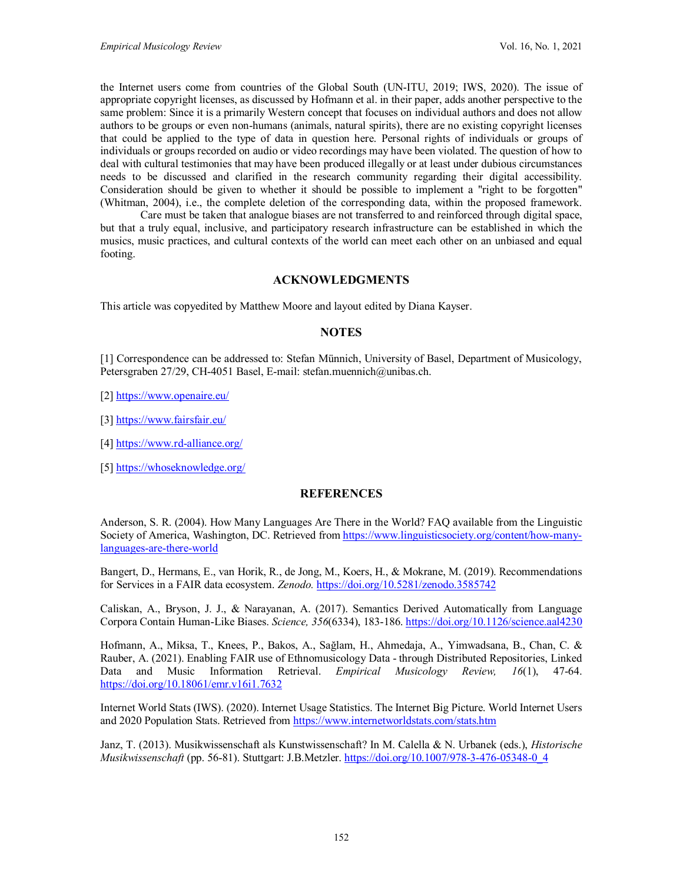the Internet users come from countries of the Global South (UN-ITU, 2019; IWS, 2020). The issue of appropriate copyright licenses, as discussed by Hofmann et al. in their paper, adds another perspective to the same problem: Since it is a primarily Western concept that focuses on individual authors and does not allow authors to be groups or even non-humans (animals, natural spirits), there are no existing copyright licenses that could be applied to the type of data in question here. Personal rights of individuals or groups of individuals or groups recorded on audio or video recordings may have been violated. The question of how to deal with cultural testimonies that may have been produced illegally or at least under dubious circumstances needs to be discussed and clarified in the research community regarding their digital accessibility. Consideration should be given to whether it should be possible to implement a "right to be forgotten" (Whitman, 2004), i.e., the complete deletion of the corresponding data, within the proposed framework.

Care must be taken that analogue biases are not transferred to and reinforced through digital space, but that a truly equal, inclusive, and participatory research infrastructure can be established in which the musics, music practices, and cultural contexts of the world can meet each other on an unbiased and equal footing.

## ACKNOWLEDGMENTS

This article was copyedited by Matthew Moore and layout edited by Diana Kayser.

## NOTES

[1] Correspondence can be addressed to: Stefan Münnich, University of Basel, Department of Musicology, Petersgraben 27/29, CH-4051 Basel, E-mail: stefan.muennich@unibas.ch.

[2] https://www.openaire.eu/

[3] https://www.fairsfair.eu/

[4] https://www.rd-alliance.org/

[5] https://whoseknowledge.org/

## REFERENCES

Anderson, S. R. (2004). How Many Languages Are There in the World? FAQ available from the Linguistic Society of America, Washington, DC. Retrieved from https://www.linguisticsociety.org/content/how-many-languages-are-there-world

Bangert, D., Hermans, E., van Horik, R., de Jong, M., Koers, H., & Mokrane, M. (2019). Recommendations for Services in a FAIR data ecosystem. *Zenodo.* https://doi.org/10.5281/zenodo.3585742

Caliskan, A., Bryson, J. J., & Narayanan, A. (2017). Semantics Derived Automatically from Language Corpora Contain Human-Like Biases. *Science, 356*(6334), 183-186. https://doi.org/10.1126/science.aal4230

Hofmann, A., Miksa, T., Knees, P., Bakos, A., Sağlam, H., Ahmedaja, A., Yimwadsana, B., Chan, C. & Rauber, A. (2021). Enabling FAIR use of Ethnomusicology Data - through Distributed Repositories, Linked Data and Music Information Retrieval. *Empirical Musicology Review, 16*(1), 47-64. https://doi.org/10.18061/emr.v16i1.7632

Internet World Stats (IWS). (2020). Internet Usage Statistics. The Internet Big Picture. World Internet Users and 2020 Population Stats. Retrieved from https://www.internetworldstats.com/stats.htm

Janz, T. (2013). Musikwissenschaft als Kunstwissenschaft? In M. Calella & N. Urbanek (eds.), *Historische Musikwissenschaft* (pp. 56-81). Stuttgart: J.B.Metzler. https://doi.org/10.1007/978-3-476-05348-0_4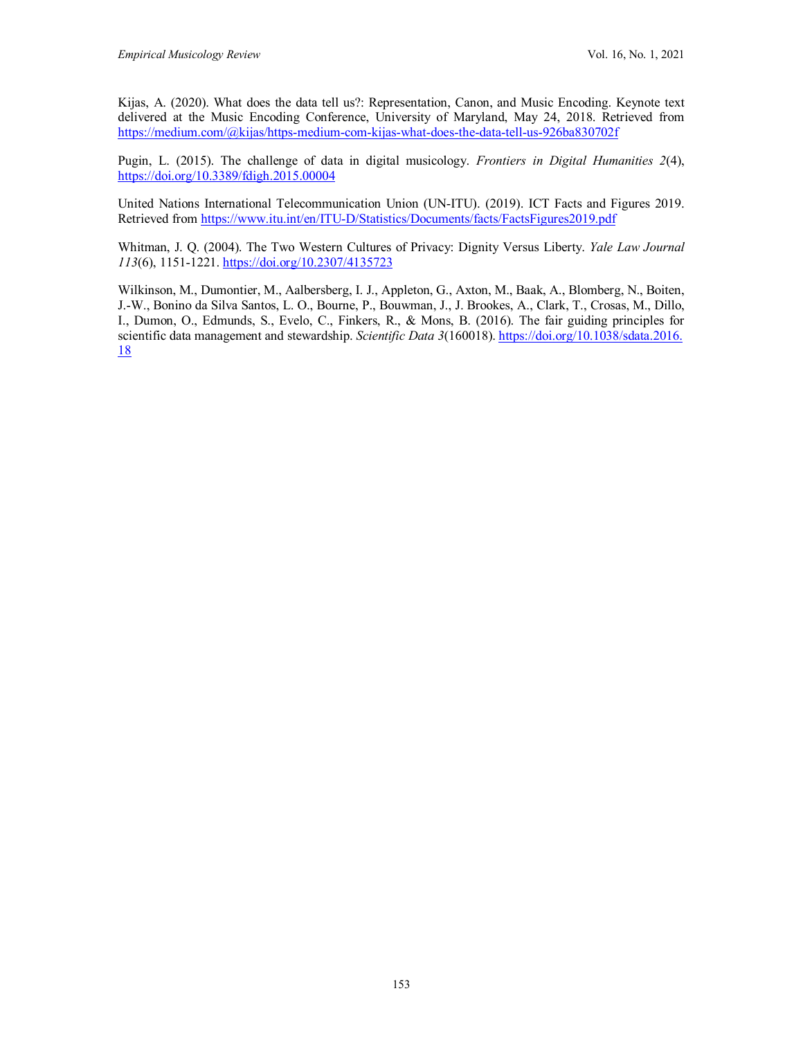Kijas, A. (2020). What does the data tell us?: Representation, Canon, and Music Encoding. Keynote text delivered at the Music Encoding Conference, University of Maryland, May 24, 2018. Retrieved from https://medium.com/@kijas/https-medium-com-kijas-what-does-the-data-tell-us-926ba830702f

Pugin, L. (2015). The challenge of data in digital musicology. *Frontiers in Digital Humanities 2*(4), https://doi.org/10.3389/fdigh.2015.00004

United Nations International Telecommunication Union (UN-ITU). (2019). ICT Facts and Figures 2019. Retrieved from https://www.itu.int/en/ITU-D/Statistics/Documents/facts/FactsFigures2019.pdf

Whitman, J. Q. (2004). The Two Western Cultures of Privacy: Dignity Versus Liberty. *Yale Law Journal 113*(6), 1151-1221. https://doi.org/10.2307/4135723

Wilkinson, M., Dumontier, M., Aalbersberg, I. J., Appleton, G., Axton, M., Baak, A., Blomberg, N., Boiten, J.-W., Bonino da Silva Santos, L. O., Bourne, P., Bouwman, J., J. Brookes, A., Clark, T., Crosas, M., Dillo, I., Dumon, O., Edmunds, S., Evelo, C., Finkers, R., & Mons, B. (2016). The fair guiding principles for scientific data management and stewardship. *Scientific Data 3*(160018). https://doi.org/10.1038/sdata.2016.18